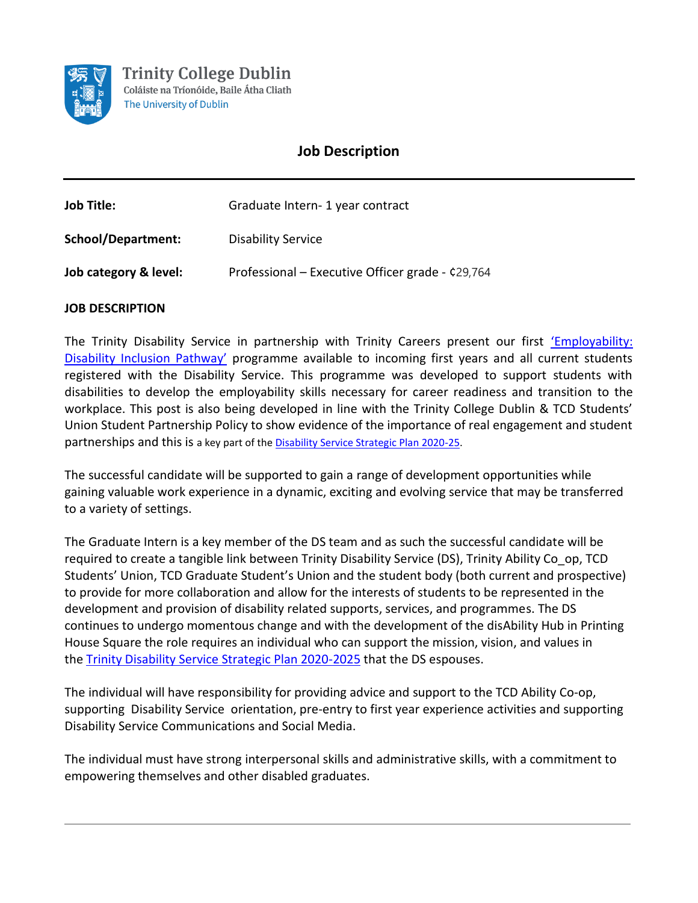Trinity College Dublin
Coláiste na Tríonóide, Baile Átha Cliath
The University of Dublin

# Job Description

**Job Title:** Graduate Intern- 1 year contract

**School/Department:** Disability Service

**Job category & level:** Professional – Executive Officer grade - ¢29,764

**JOB DESCRIPTION**

The Trinity Disability Service in partnership with Trinity Careers present our first 'Employability: Disability Inclusion Pathway' programme available to incoming first years and all current students registered with the Disability Service. This programme was developed to support students with disabilities to develop the employability skills necessary for career readiness and transition to the workplace. This post is also being developed in line with the Trinity College Dublin & TCD Students' Union Student Partnership Policy to show evidence of the importance of real engagement and student partnerships and this is a key part of the Disability Service Strategic Plan 2020-25.

The successful candidate will be supported to gain a range of development opportunities while gaining valuable work experience in a dynamic, exciting and evolving service that may be transferred to a variety of settings.

The Graduate Intern is a key member of the DS team and as such the successful candidate will be required to create a tangible link between Trinity Disability Service (DS), Trinity Ability Co_op, TCD Students' Union, TCD Graduate Student's Union and the student body (both current and prospective) to provide for more collaboration and allow for the interests of students to be represented in the development and provision of disability related supports, services, and programmes. The DS continues to undergo momentous change and with the development of the disAbility Hub in Printing House Square the role requires an individual who can support the mission, vision, and values in the Trinity Disability Service Strategic Plan 2020-2025 that the DS espouses.

The individual will have responsibility for providing advice and support to the TCD Ability Co-op, supporting Disability Service orientation, pre-entry to first year experience activities and supporting Disability Service Communications and Social Media.

The individual must have strong interpersonal skills and administrative skills, with a commitment to empowering themselves and other disabled graduates.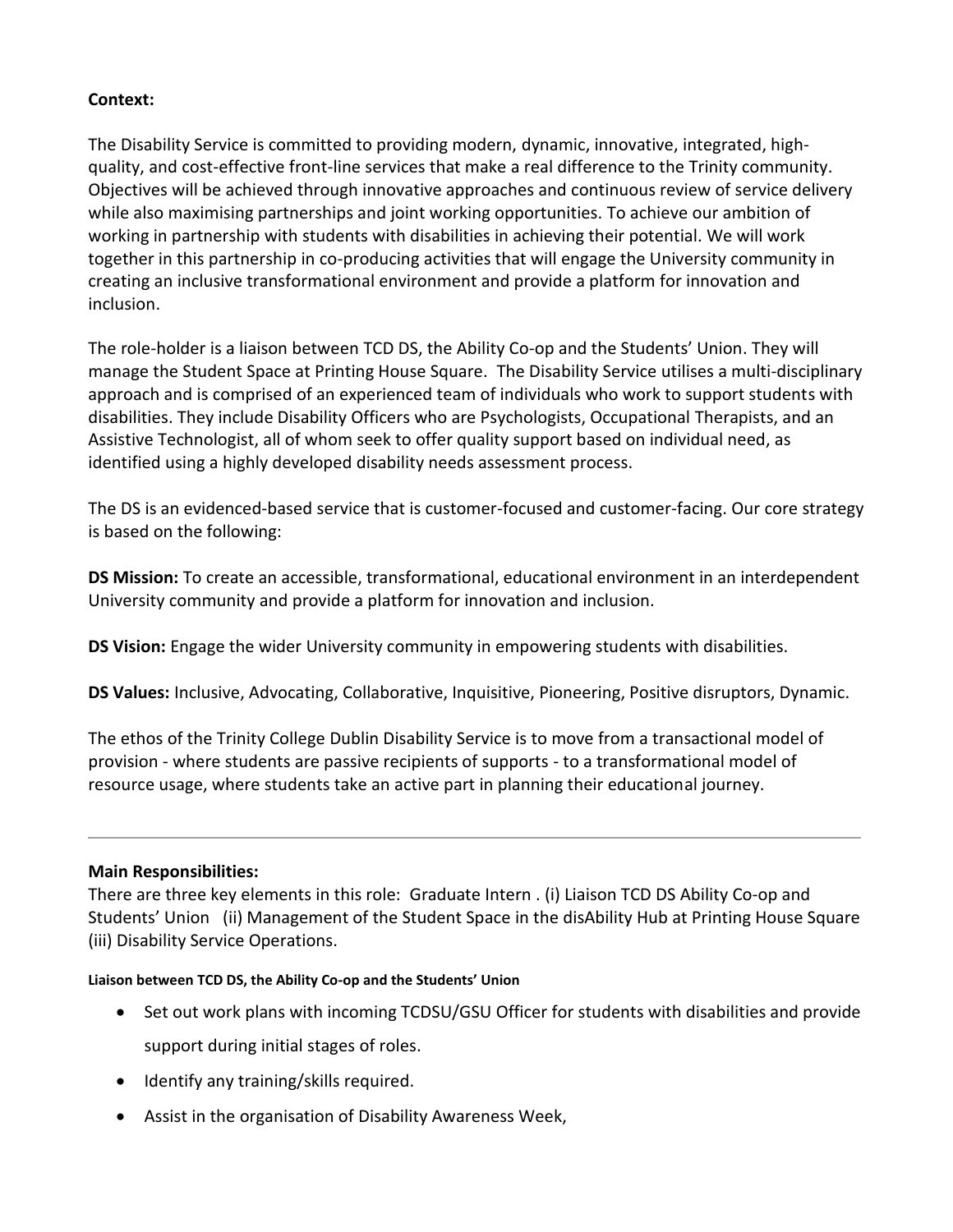**Context:**

The Disability Service is committed to providing modern, dynamic, innovative, integrated, high-quality, and cost-effective front-line services that make a real difference to the Trinity community. Objectives will be achieved through innovative approaches and continuous review of service delivery while also maximising partnerships and joint working opportunities. To achieve our ambition of working in partnership with students with disabilities in achieving their potential. We will work together in this partnership in co-producing activities that will engage the University community in creating an inclusive transformational environment and provide a platform for innovation and inclusion.

The role-holder is a liaison between TCD DS, the Ability Co-op and the Students' Union. They will manage the Student Space at Printing House Square. The Disability Service utilises a multi-disciplinary approach and is comprised of an experienced team of individuals who work to support students with disabilities. They include Disability Officers who are Psychologists, Occupational Therapists, and an Assistive Technologist, all of whom seek to offer quality support based on individual need, as identified using a highly developed disability needs assessment process.

The DS is an evidenced-based service that is customer-focused and customer-facing. Our core strategy is based on the following:

**DS Mission:** To create an accessible, transformational, educational environment in an interdependent University community and provide a platform for innovation and inclusion.

**DS Vision:** Engage the wider University community in empowering students with disabilities.

**DS Values:** Inclusive, Advocating, Collaborative, Inquisitive, Pioneering, Positive disruptors, Dynamic.

The ethos of the Trinity College Dublin Disability Service is to move from a transactional model of provision - where students are passive recipients of supports - to a transformational model of resource usage, where students take an active part in planning their educational journey.

---

**Main Responsibilities:**
There are three key elements in this role: Graduate Intern . (i) Liaison TCD DS Ability Co-op and Students' Union (ii) Management of the Student Space in the disAbility Hub at Printing House Square (iii) Disability Service Operations.

**Liaison between TCD DS, the Ability Co-op and the Students' Union**

- Set out work plans with incoming TCDSU/GSU Officer for students with disabilities and provide support during initial stages of roles.
- Identify any training/skills required.
- Assist in the organisation of Disability Awareness Week,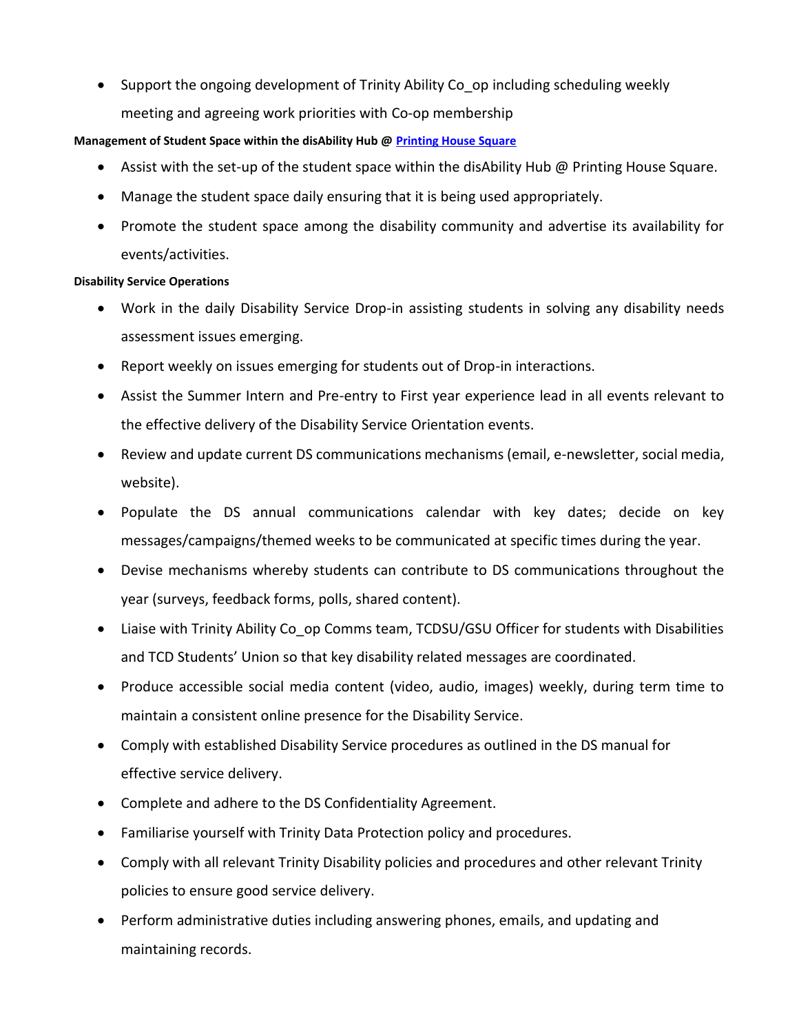- Support the ongoing development of Trinity Ability Co_op including scheduling weekly meeting and agreeing work priorities with Co-op membership

**Management of Student Space within the disAbility Hub @ [Printing House Square]**

- Assist with the set-up of the student space within the disAbility Hub @ Printing House Square.
- Manage the student space daily ensuring that it is being used appropriately.
- Promote the student space among the disability community and advertise its availability for events/activities.

**Disability Service Operations**

- Work in the daily Disability Service Drop-in assisting students in solving any disability needs assessment issues emerging.
- Report weekly on issues emerging for students out of Drop-in interactions.
- Assist the Summer Intern and Pre-entry to First year experience lead in all events relevant to the effective delivery of the Disability Service Orientation events.
- Review and update current DS communications mechanisms (email, e-newsletter, social media, website).
- Populate the DS annual communications calendar with key dates; decide on key messages/campaigns/themed weeks to be communicated at specific times during the year.
- Devise mechanisms whereby students can contribute to DS communications throughout the year (surveys, feedback forms, polls, shared content).
- Liaise with Trinity Ability Co_op Comms team, TCDSU/GSU Officer for students with Disabilities and TCD Students' Union so that key disability related messages are coordinated.
- Produce accessible social media content (video, audio, images) weekly, during term time to maintain a consistent online presence for the Disability Service.
- Comply with established Disability Service procedures as outlined in the DS manual for effective service delivery.
- Complete and adhere to the DS Confidentiality Agreement.
- Familiarise yourself with Trinity Data Protection policy and procedures.
- Comply with all relevant Trinity Disability policies and procedures and other relevant Trinity policies to ensure good service delivery.
- Perform administrative duties including answering phones, emails, and updating and maintaining records.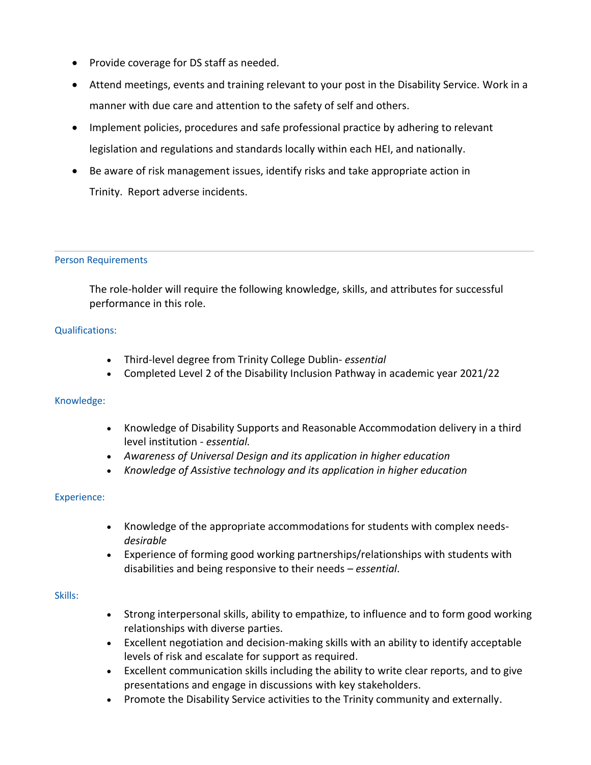- Provide coverage for DS staff as needed.
- Attend meetings, events and training relevant to your post in the Disability Service. Work in a manner with due care and attention to the safety of self and others.
- Implement policies, procedures and safe professional practice by adhering to relevant legislation and regulations and standards locally within each HEI, and nationally.
- Be aware of risk management issues, identify risks and take appropriate action in Trinity. Report adverse incidents.

---

## Person Requirements

The role-holder will require the following knowledge, skills, and attributes for successful performance in this role.

### Qualifications:

- Third-level degree from Trinity College Dublin- *essential*
- Completed Level 2 of the Disability Inclusion Pathway in academic year 2021/22

### Knowledge:

- Knowledge of Disability Supports and Reasonable Accommodation delivery in a third level institution - *essential.*
- *Awareness of Universal Design and its application in higher education*
- *Knowledge of Assistive technology and its application in higher education*

### Experience:

- Knowledge of the appropriate accommodations for students with complex needs- *desirable*
- Experience of forming good working partnerships/relationships with students with disabilities and being responsive to their needs – *essential*.

### Skills:

- Strong interpersonal skills, ability to empathize, to influence and to form good working relationships with diverse parties.
- Excellent negotiation and decision-making skills with an ability to identify acceptable levels of risk and escalate for support as required.
- Excellent communication skills including the ability to write clear reports, and to give presentations and engage in discussions with key stakeholders.
- Promote the Disability Service activities to the Trinity community and externally.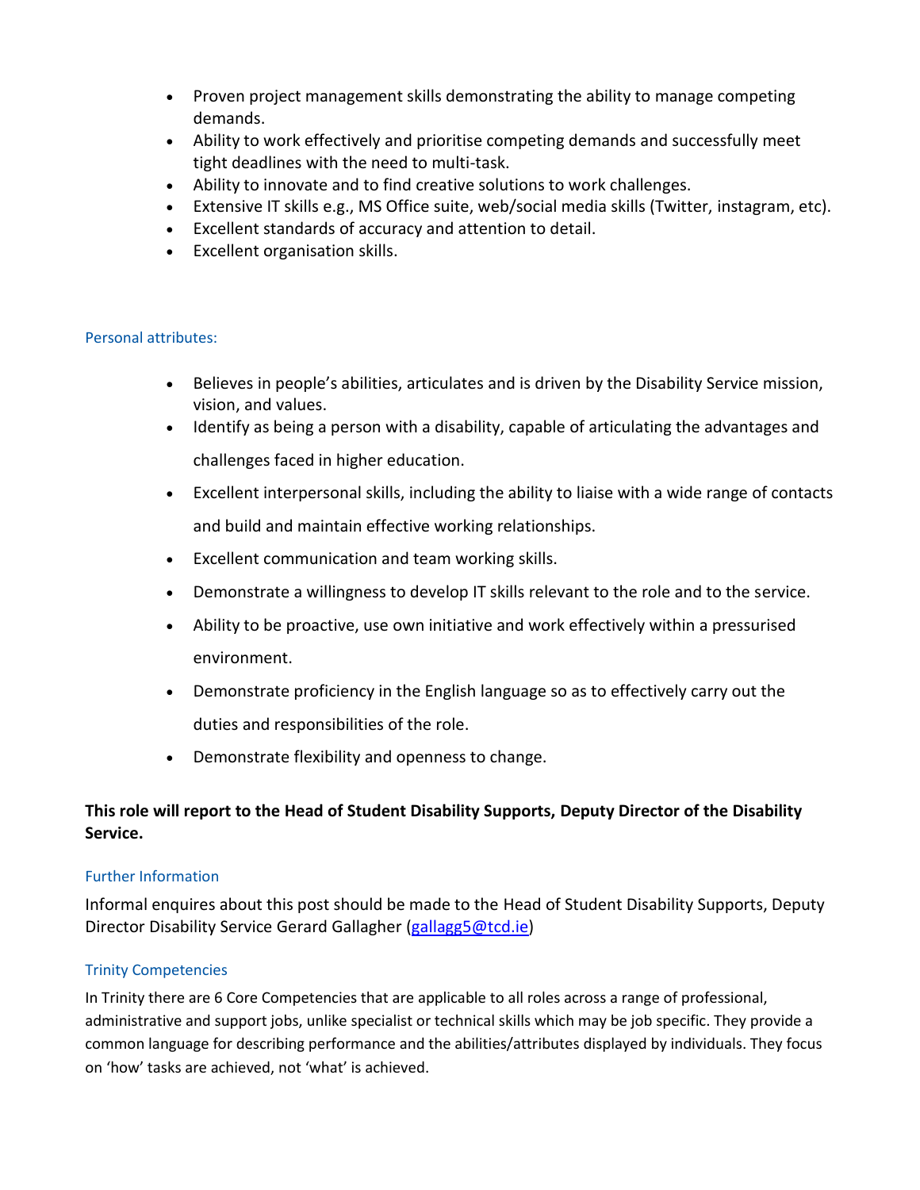- Proven project management skills demonstrating the ability to manage competing demands.
- Ability to work effectively and prioritise competing demands and successfully meet tight deadlines with the need to multi-task.
- Ability to innovate and to find creative solutions to work challenges.
- Extensive IT skills e.g., MS Office suite, web/social media skills (Twitter, instagram, etc).
- Excellent standards of accuracy and attention to detail.
- Excellent organisation skills.

### Personal attributes:

- Believes in people's abilities, articulates and is driven by the Disability Service mission, vision, and values.
- Identify as being a person with a disability, capable of articulating the advantages and challenges faced in higher education.
- Excellent interpersonal skills, including the ability to liaise with a wide range of contacts and build and maintain effective working relationships.
- Excellent communication and team working skills.
- Demonstrate a willingness to develop IT skills relevant to the role and to the service.
- Ability to be proactive, use own initiative and work effectively within a pressurised environment.
- Demonstrate proficiency in the English language so as to effectively carry out the duties and responsibilities of the role.
- Demonstrate flexibility and openness to change.

**This role will report to the Head of Student Disability Supports, Deputy Director of the Disability Service.**

### Further Information

Informal enquires about this post should be made to the Head of Student Disability Supports, Deputy Director Disability Service Gerard Gallagher (gallagg5@tcd.ie)

### Trinity Competencies

In Trinity there are 6 Core Competencies that are applicable to all roles across a range of professional, administrative and support jobs, unlike specialist or technical skills which may be job specific. They provide a common language for describing performance and the abilities/attributes displayed by individuals. They focus on 'how' tasks are achieved, not 'what' is achieved.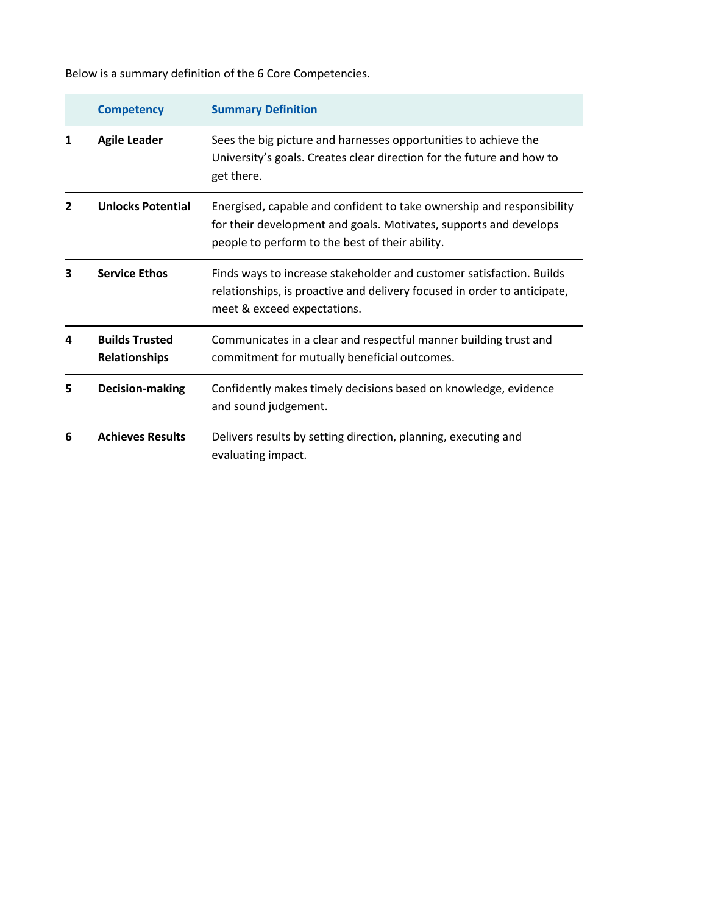Below is a summary definition of the 6 Core Competencies.

| | Competency | Summary Definition |
|---|---|---|
| 1 | **Agile Leader** | Sees the big picture and harnesses opportunities to achieve the University's goals. Creates clear direction for the future and how to get there. |
| 2 | **Unlocks Potential** | Energised, capable and confident to take ownership and responsibility for their development and goals. Motivates, supports and develops people to perform to the best of their ability. |
| 3 | **Service Ethos** | Finds ways to increase stakeholder and customer satisfaction. Builds relationships, is proactive and delivery focused in order to anticipate, meet & exceed expectations. |
| 4 | **Builds Trusted Relationships** | Communicates in a clear and respectful manner building trust and commitment for mutually beneficial outcomes. |
| 5 | **Decision-making** | Confidently makes timely decisions based on knowledge, evidence and sound judgement. |
| 6 | **Achieves Results** | Delivers results by setting direction, planning, executing and evaluating impact. |